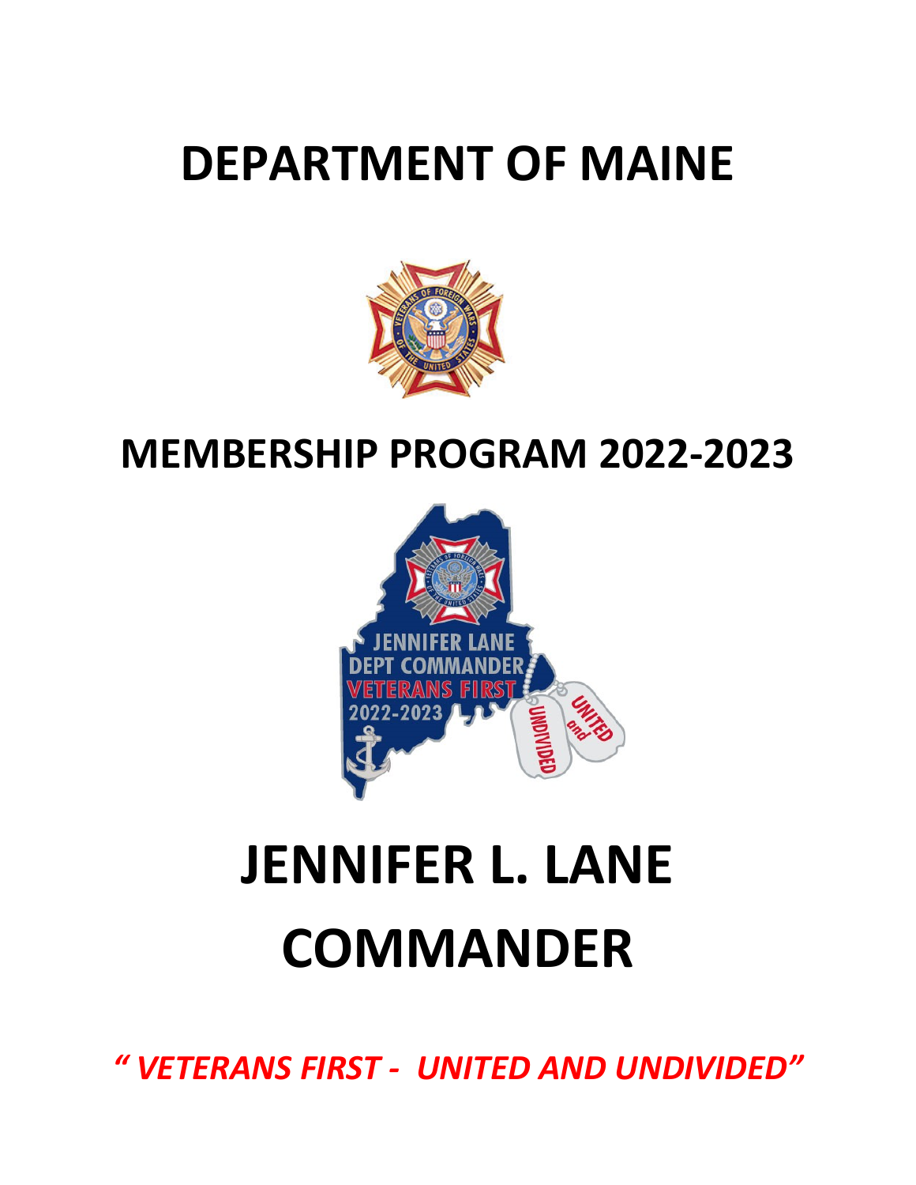# DEPARTMENT OF MAINE

## MEMBERSHIP PROGRAM 2022-2023

# JENNIFER L. LANE COMMANDER

*" VETERANS FIRST - UNITED AND UNDIVIDED"*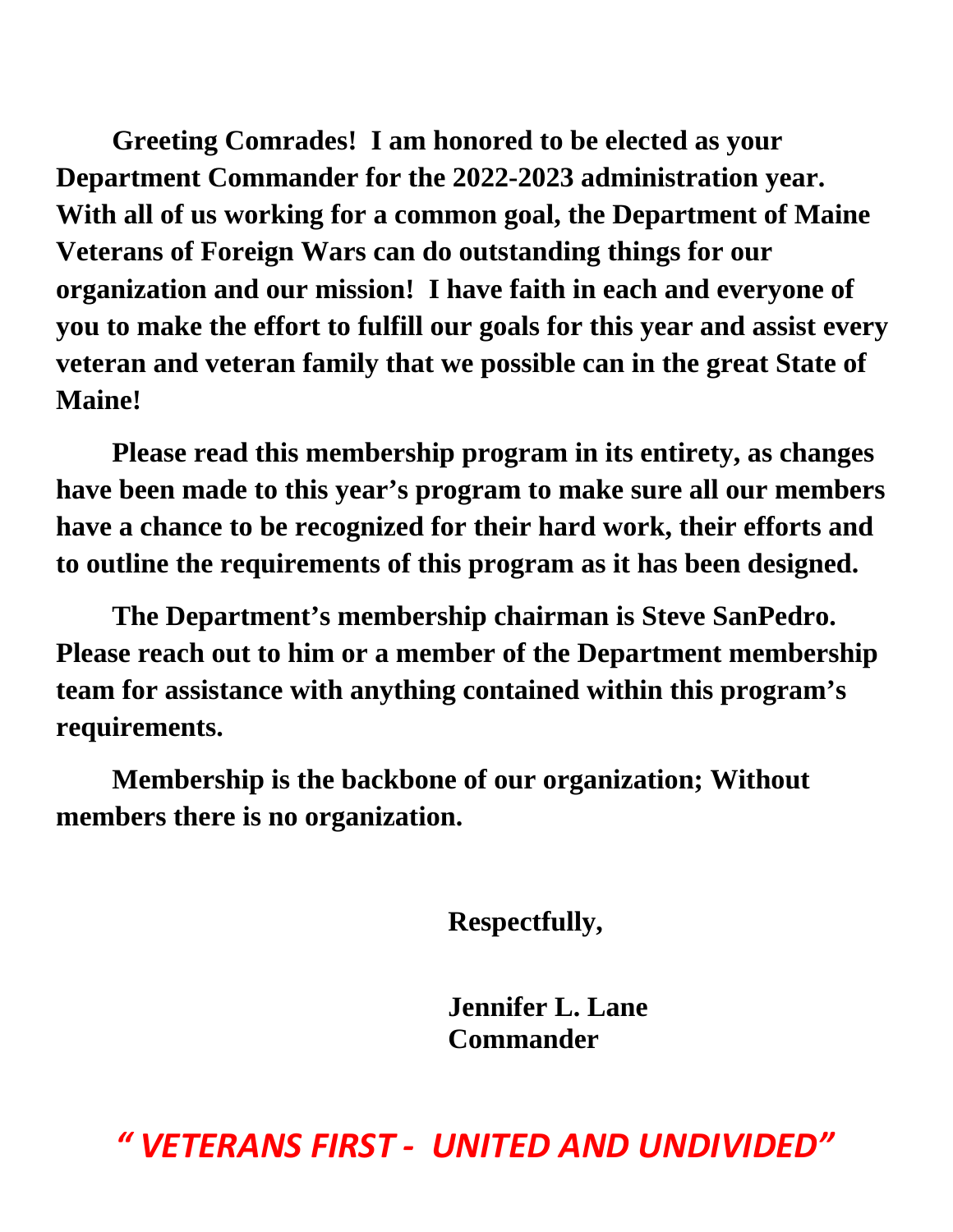**Greeting Comrades! I am honored to be elected as your Department Commander for the 2022-2023 administration year. With all of us working for a common goal, the Department of Maine Veterans of Foreign Wars can do outstanding things for our organization and our mission! I have faith in each and everyone of you to make the effort to fulfill our goals for this year and assist every veteran and veteran family that we possible can in the great State of Maine!**

**Please read this membership program in its entirety, as changes have been made to this year's program to make sure all our members have a chance to be recognized for their hard work, their efforts and to outline the requirements of this program as it has been designed.**

**The Department's membership chairman is Steve SanPedro. Please reach out to him or a member of the Department membership team for assistance with anything contained within this program's requirements.**

**Membership is the backbone of our organization; Without members there is no organization.**

**Respectfully,**

**Jennifer L. Lane**
**Commander**

***" VETERANS FIRST - UNITED AND UNDIVIDED"***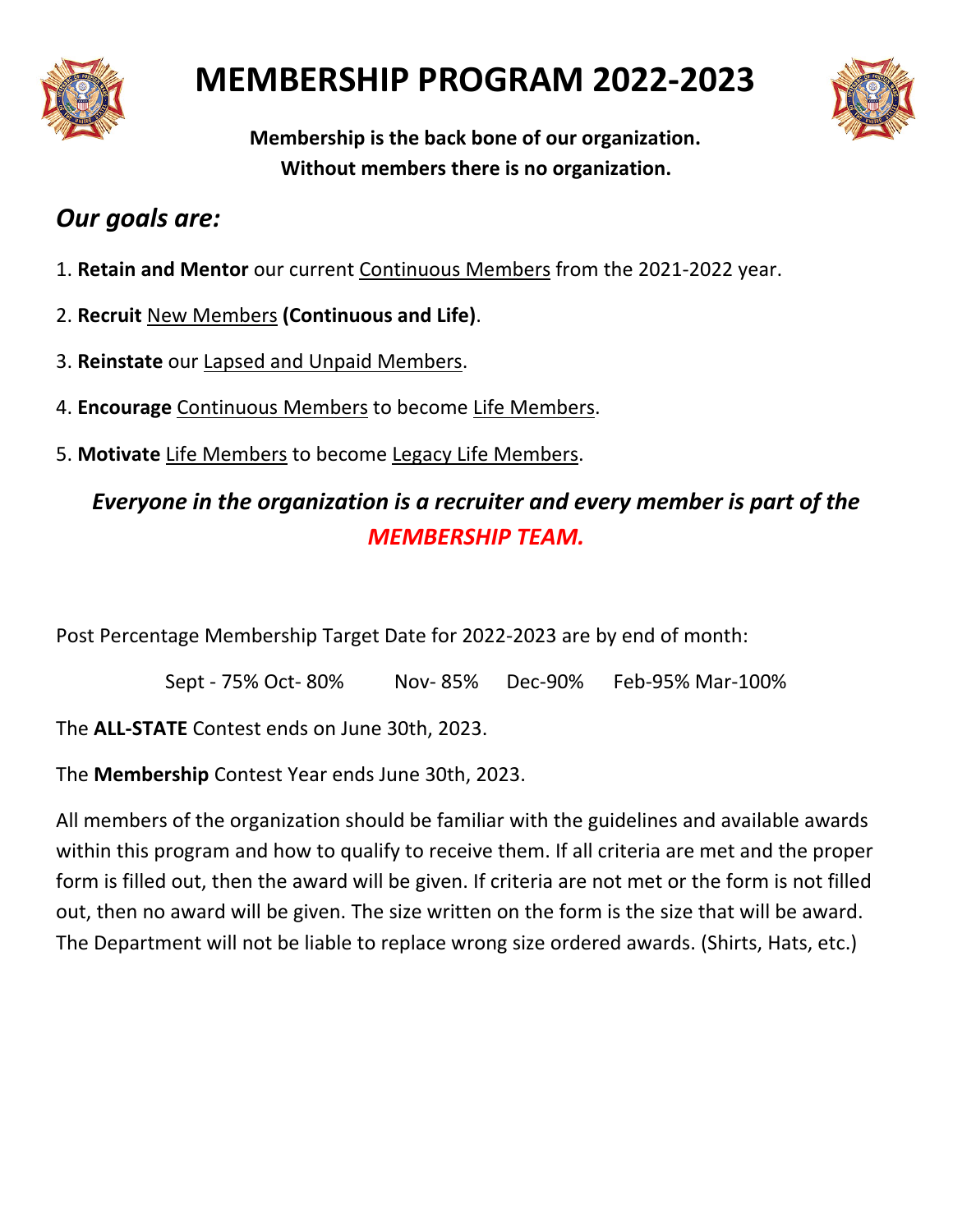# MEMBERSHIP PROGRAM 2022-2023

**Membership is the back bone of our organization.**
**Without members there is no organization.**

## *Our goals are:*

1. **Retain and Mentor** our current Continuous Members from the 2021-2022 year.
2. **Recruit** New Members **(Continuous and Life)**.
3. **Reinstate** our Lapsed and Unpaid Members.
4. **Encourage** Continuous Members to become Life Members.
5. **Motivate** Life Members to become Legacy Life Members.

***Everyone in the organization is a recruiter and every member is part of the MEMBERSHIP TEAM.***

Post Percentage Membership Target Date for 2022-2023 are by end of month:

Sept - 75% Oct- 80% Nov- 85% Dec-90% Feb-95% Mar-100%

The **ALL-STATE** Contest ends on June 30th, 2023.

The **Membership** Contest Year ends June 30th, 2023.

All members of the organization should be familiar with the guidelines and available awards within this program and how to qualify to receive them. If all criteria are met and the proper form is filled out, then the award will be given. If criteria are not met or the form is not filled out, then no award will be given. The size written on the form is the size that will be award. The Department will not be liable to replace wrong size ordered awards. (Shirts, Hats, etc.)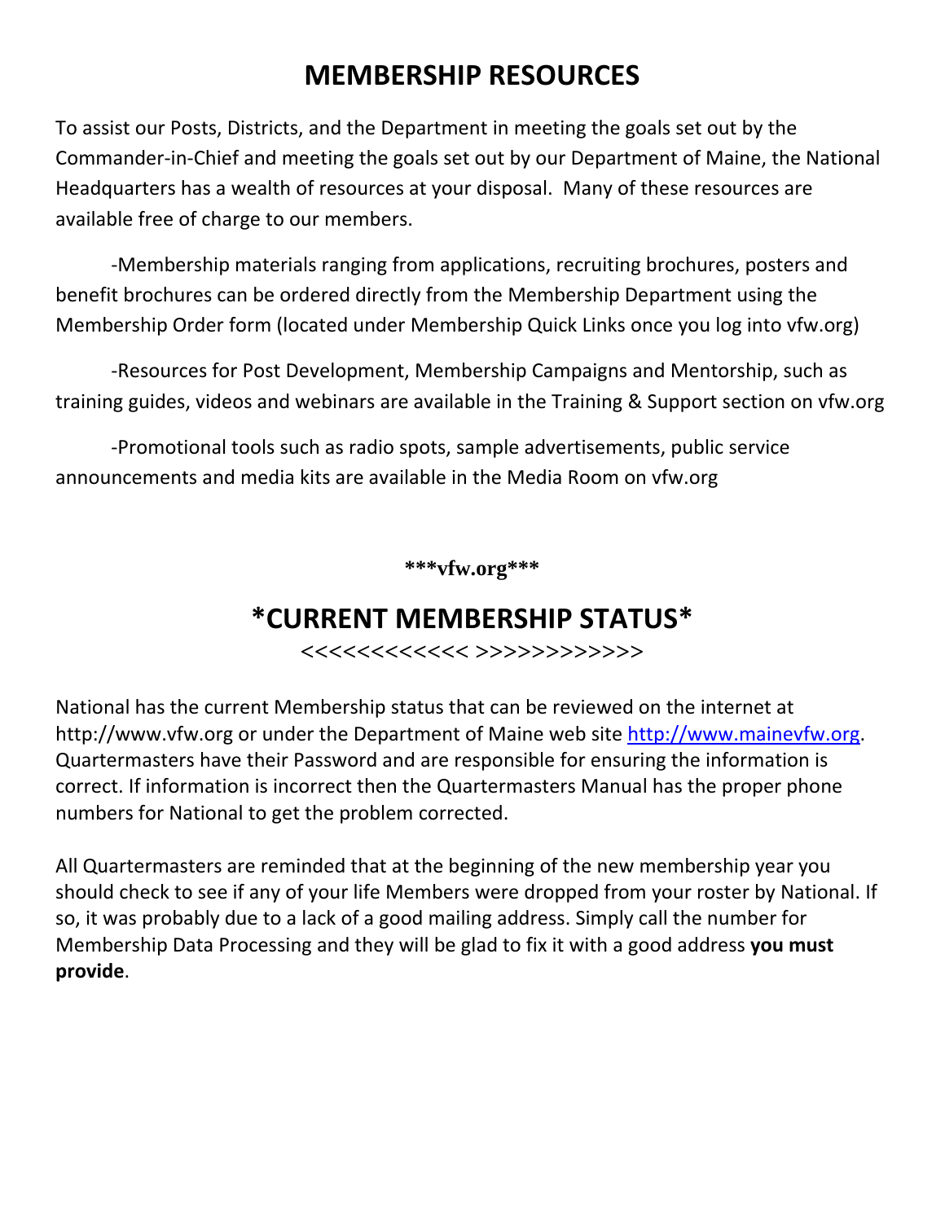# MEMBERSHIP RESOURCES

To assist our Posts, Districts, and the Department in meeting the goals set out by the Commander-in-Chief and meeting the goals set out by our Department of Maine, the National Headquarters has a wealth of resources at your disposal. Many of these resources are available free of charge to our members.

-Membership materials ranging from applications, recruiting brochures, posters and benefit brochures can be ordered directly from the Membership Department using the Membership Order form (located under Membership Quick Links once you log into vfw.org)

-Resources for Post Development, Membership Campaigns and Mentorship, such as training guides, videos and webinars are available in the Training & Support section on vfw.org

-Promotional tools such as radio spots, sample advertisements, public service announcements and media kits are available in the Media Room on vfw.org

**\*\*\*vfw.org\*\*\***

# *CURRENT MEMBERSHIP STATUS*

<<<<<<<<<<<< >>>>>>>>>>>>

National has the current Membership status that can be reviewed on the internet at http://www.vfw.org or under the Department of Maine web site http://www.mainevfw.org. Quartermasters have their Password and are responsible for ensuring the information is correct. If information is incorrect then the Quartermasters Manual has the proper phone numbers for National to get the problem corrected.

All Quartermasters are reminded that at the beginning of the new membership year you should check to see if any of your life Members were dropped from your roster by National. If so, it was probably due to a lack of a good mailing address. Simply call the number for Membership Data Processing and they will be glad to fix it with a good address **you must provide**.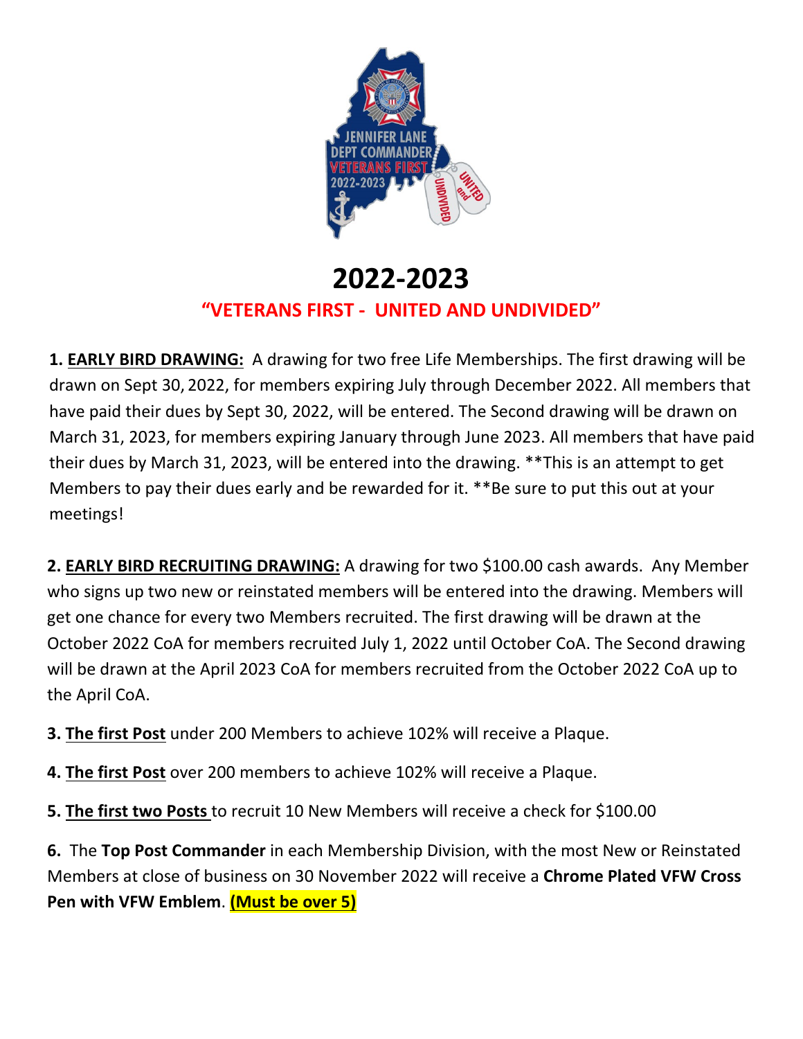# 2022-2023

## "VETERANS FIRST - UNITED AND UNDIVIDED"

**1. EARLY BIRD DRAWING:** A drawing for two free Life Memberships. The first drawing will be drawn on Sept 30, 2022, for members expiring July through December 2022. All members that have paid their dues by Sept 30, 2022, will be entered. The Second drawing will be drawn on March 31, 2023, for members expiring January through June 2023. All members that have paid their dues by March 31, 2023, will be entered into the drawing. **This is an attempt to get Members to pay their dues early and be rewarded for it. **Be sure to put this out at your meetings!

**2. EARLY BIRD RECRUITING DRAWING:** A drawing for two $100.00 cash awards. Any Member who signs up two new or reinstated members will be entered into the drawing. Members will get one chance for every two Members recruited. The first drawing will be drawn at the October 2022 CoA for members recruited July 1, 2022 until October CoA. The Second drawing will be drawn at the April 2023 CoA for members recruited from the October 2022 CoA up to the April CoA.

**3. The first Post** under 200 Members to achieve 102% will receive a Plaque.

**4. The first Post** over 200 members to achieve 102% will receive a Plaque.

**5. The first two Posts** to recruit 10 New Members will receive a check for $100.00

**6.** The **Top Post Commander** in each Membership Division, with the most New or Reinstated Members at close of business on 30 November 2022 will receive a **Chrome Plated VFW Cross Pen with VFW Emblem**. **(Must be over 5)**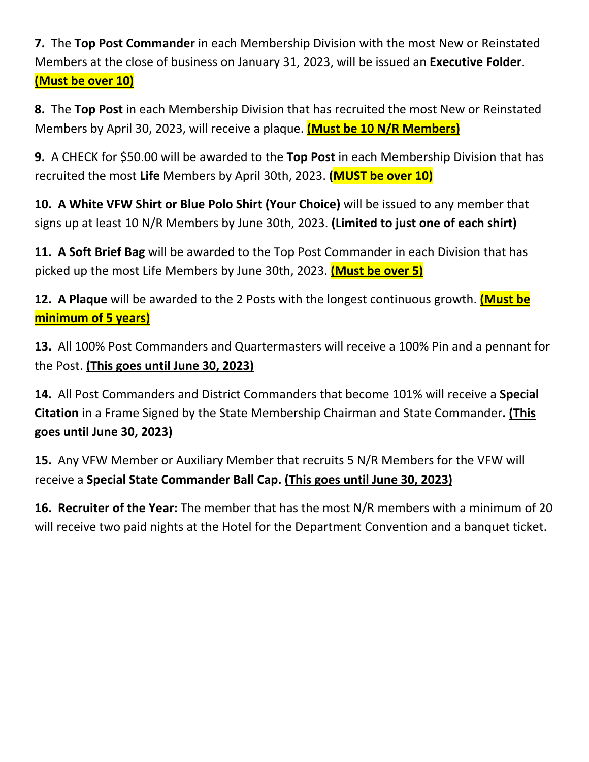**7.** The **Top Post Commander** in each Membership Division with the most New or Reinstated Members at the close of business on January 31, 2023, will be issued an **Executive Folder**. **(Must be over 10)**

**8.** The **Top Post** in each Membership Division that has recruited the most New or Reinstated Members by April 30, 2023, will receive a plaque. **(Must be 10 N/R Members)**

**9.** A CHECK for $50.00 will be awarded to the **Top Post** in each Membership Division that has recruited the most **Life** Members by April 30th, 2023. **(MUST be over 10)**

**10. A White VFW Shirt or Blue Polo Shirt (Your Choice)** will be issued to any member that signs up at least 10 N/R Members by June 30th, 2023. **(Limited to just one of each shirt)**

**11. A Soft Brief Bag** will be awarded to the Top Post Commander in each Division that has picked up the most Life Members by June 30th, 2023. **(Must be over 5)**

**12. A Plaque** will be awarded to the 2 Posts with the longest continuous growth. **(Must be minimum of 5 years)**

**13.** All 100% Post Commanders and Quartermasters will receive a 100% Pin and a pennant for the Post. **(This goes until June 30, 2023)**

**14.** All Post Commanders and District Commanders that become 101% will receive a **Special Citation** in a Frame Signed by the State Membership Chairman and State Commander**. (This goes until June 30, 2023)**

**15.** Any VFW Member or Auxiliary Member that recruits 5 N/R Members for the VFW will receive a **Special State Commander Ball Cap. (This goes until June 30, 2023)**

**16. Recruiter of the Year:** The member that has the most N/R members with a minimum of 20 will receive two paid nights at the Hotel for the Department Convention and a banquet ticket.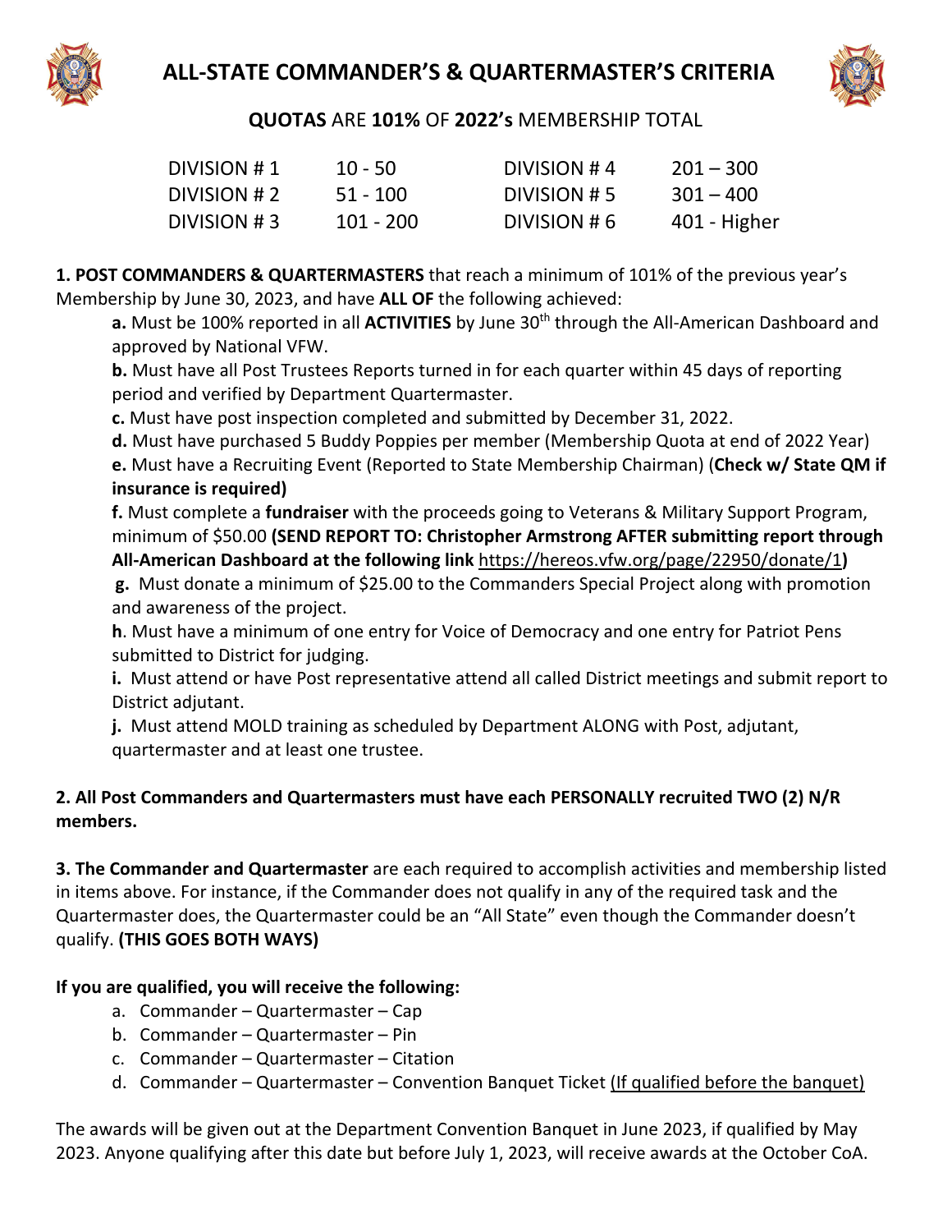# ALL-STATE COMMANDER'S & QUARTERMASTER'S CRITERIA

**QUOTAS** ARE **101%** OF **2022's** MEMBERSHIP TOTAL

| | | | |
|---|---|---|---|
| DIVISION # 1 | 10 - 50 | DIVISION # 4 | 201 – 300 |
| DIVISION # 2 | 51 - 100 | DIVISION # 5 | 301 – 400 |
| DIVISION # 3 | 101 - 200 | DIVISION # 6 | 401 - Higher |

**1. POST COMMANDERS & QUARTERMASTERS** that reach a minimum of 101% of the previous year's Membership by June 30, 2023, and have **ALL OF** the following achieved:

- **a.** Must be 100% reported in all **ACTIVITIES** by June 30th through the All-American Dashboard and approved by National VFW.
- **b.** Must have all Post Trustees Reports turned in for each quarter within 45 days of reporting period and verified by Department Quartermaster.
- **c.** Must have post inspection completed and submitted by December 31, 2022.
- **d.** Must have purchased 5 Buddy Poppies per member (Membership Quota at end of 2022 Year)
- **e.** Must have a Recruiting Event (Reported to State Membership Chairman) (**Check w/ State QM if insurance is required)**
- **f.** Must complete a **fundraiser** with the proceeds going to Veterans & Military Support Program, minimum of $50.00 **(SEND REPORT TO: Christopher Armstrong AFTER submitting report through All-American Dashboard at the following link** https://hereos.vfw.org/page/22950/donate/1**)**
- **g.** Must donate a minimum of $25.00 to the Commanders Special Project along with promotion and awareness of the project.
- **h**. Must have a minimum of one entry for Voice of Democracy and one entry for Patriot Pens submitted to District for judging.
- **i.** Must attend or have Post representative attend all called District meetings and submit report to District adjutant.
- **j.** Must attend MOLD training as scheduled by Department ALONG with Post, adjutant, quartermaster and at least one trustee.

**2. All Post Commanders and Quartermasters must have each PERSONALLY recruited TWO (2) N/R members.**

**3. The Commander and Quartermaster** are each required to accomplish activities and membership listed in items above. For instance, if the Commander does not qualify in any of the required task and the Quartermaster does, the Quartermaster could be an "All State" even though the Commander doesn't qualify. **(THIS GOES BOTH WAYS)**

**If you are qualified, you will receive the following:**

a. Commander – Quartermaster – Cap
b. Commander – Quartermaster – Pin
c. Commander – Quartermaster – Citation
d. Commander – Quartermaster – Convention Banquet Ticket (If qualified before the banquet)

The awards will be given out at the Department Convention Banquet in June 2023, if qualified by May 2023. Anyone qualifying after this date but before July 1, 2023, will receive awards at the October CoA.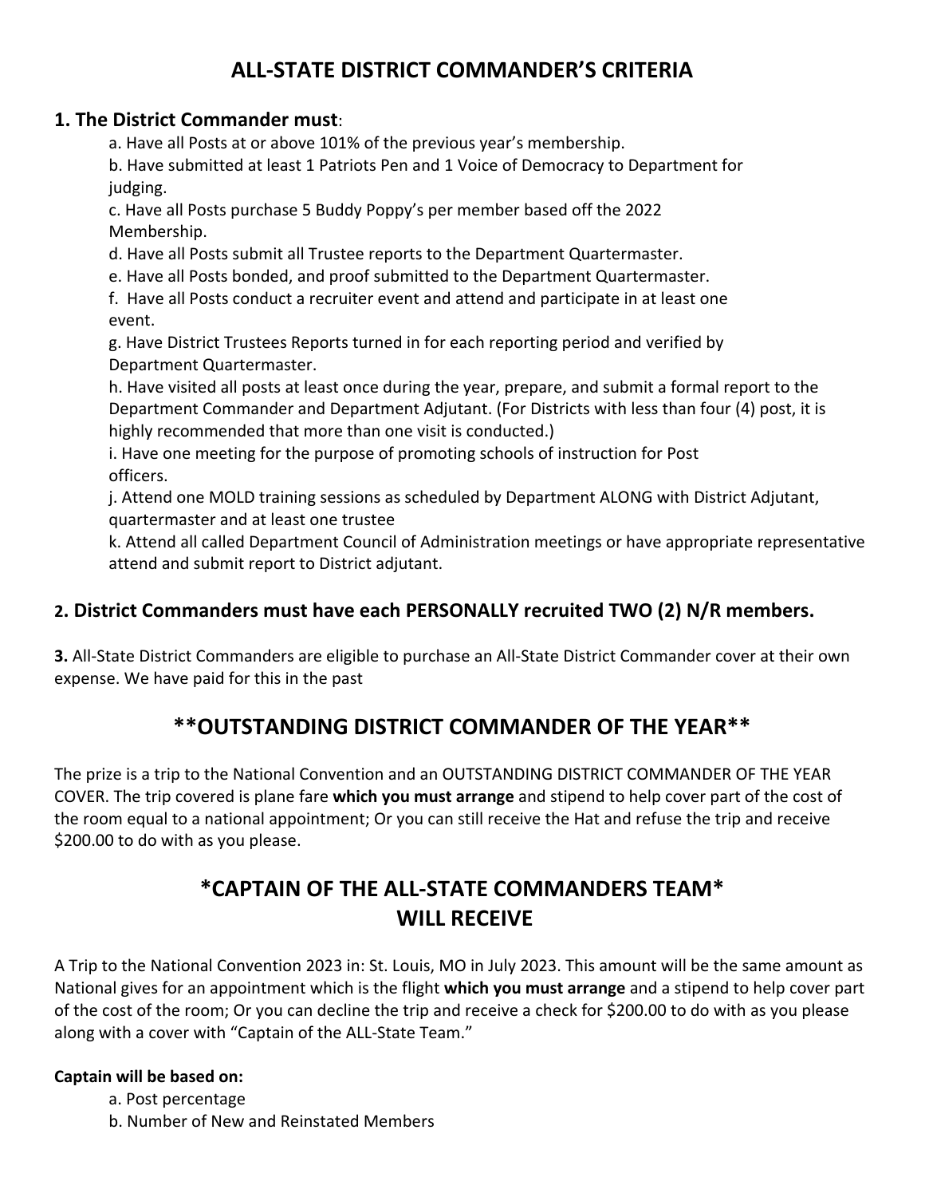# ALL-STATE DISTRICT COMMANDER'S CRITERIA

**1. The District Commander must**:

a. Have all Posts at or above 101% of the previous year's membership.
b. Have submitted at least 1 Patriots Pen and 1 Voice of Democracy to Department for judging.
c. Have all Posts purchase 5 Buddy Poppy's per member based off the 2022 Membership.
d. Have all Posts submit all Trustee reports to the Department Quartermaster.
e. Have all Posts bonded, and proof submitted to the Department Quartermaster.
f. Have all Posts conduct a recruiter event and attend and participate in at least one event.
g. Have District Trustees Reports turned in for each reporting period and verified by Department Quartermaster.
h. Have visited all posts at least once during the year, prepare, and submit a formal report to the Department Commander and Department Adjutant. (For Districts with less than four (4) post, it is highly recommended that more than one visit is conducted.)
i. Have one meeting for the purpose of promoting schools of instruction for Post officers.
j. Attend one MOLD training sessions as scheduled by Department ALONG with District Adjutant, quartermaster and at least one trustee
k. Attend all called Department Council of Administration meetings or have appropriate representative attend and submit report to District adjutant.

**2. District Commanders must have each PERSONALLY recruited TWO (2) N/R members.**

**3.** All-State District Commanders are eligible to purchase an All-State District Commander cover at their own expense. We have paid for this in the past

## **OUTSTANDING DISTRICT COMMANDER OF THE YEAR**

The prize is a trip to the National Convention and an OUTSTANDING DISTRICT COMMANDER OF THE YEAR COVER. The trip covered is plane fare **which you must arrange** and stipend to help cover part of the cost of the room equal to a national appointment; Or you can still receive the Hat and refuse the trip and receive $200.00 to do with as you please.

## *CAPTAIN OF THE ALL-STATE COMMANDERS TEAM* WILL RECEIVE

A Trip to the National Convention 2023 in: St. Louis, MO in July 2023. This amount will be the same amount as National gives for an appointment which is the flight **which you must arrange** and a stipend to help cover part of the cost of the room; Or you can decline the trip and receive a check for $200.00 to do with as you please along with a cover with "Captain of the ALL-State Team."

**Captain will be based on:**

a. Post percentage
b. Number of New and Reinstated Members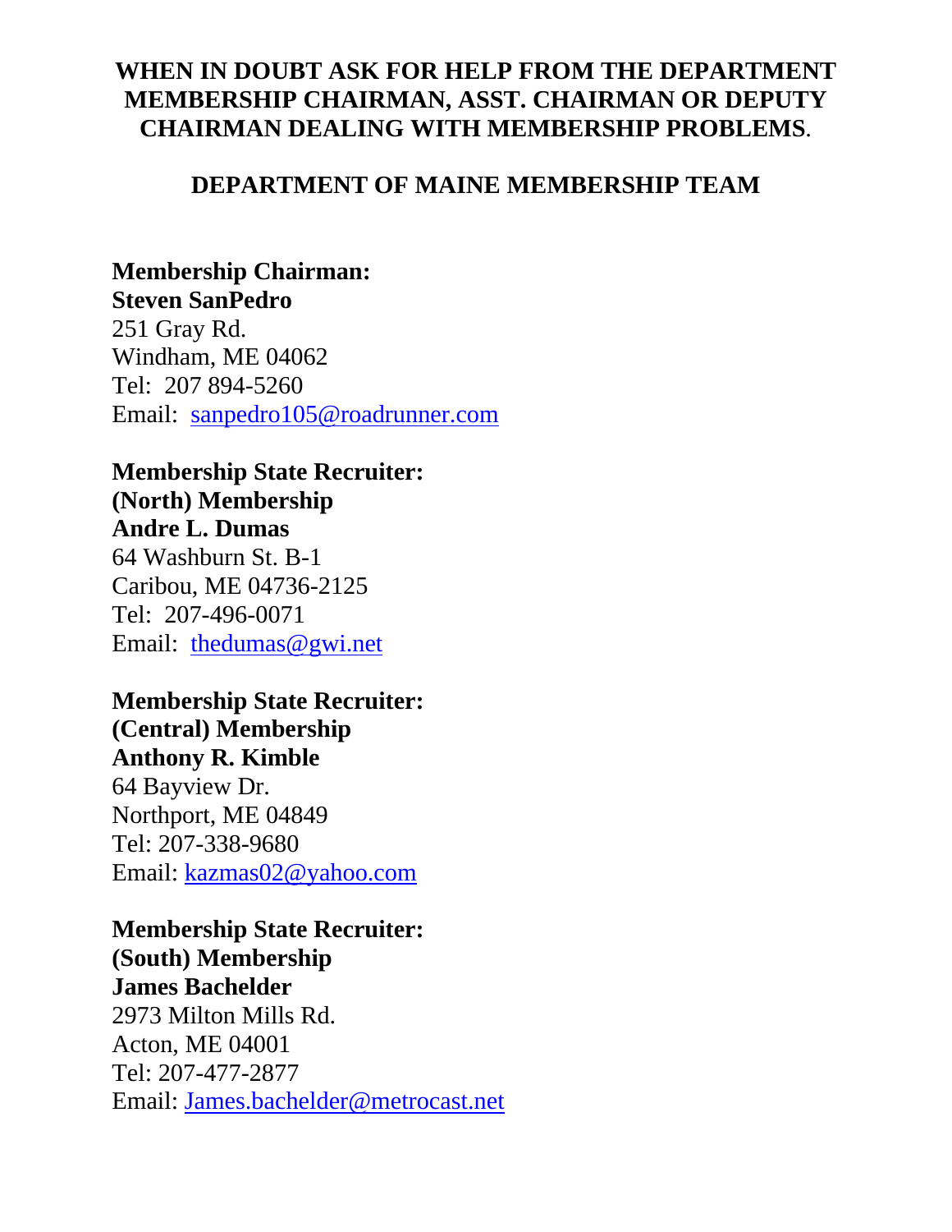**WHEN IN DOUBT ASK FOR HELP FROM THE DEPARTMENT MEMBERSHIP CHAIRMAN, ASST. CHAIRMAN OR DEPUTY CHAIRMAN DEALING WITH MEMBERSHIP PROBLEMS**.

## DEPARTMENT OF MAINE MEMBERSHIP TEAM

**Membership Chairman:**
**Steven SanPedro**
251 Gray Rd.
Windham, ME 04062
Tel: 207 894-5260
Email: sanpedro105@roadrunner.com

**Membership State Recruiter:**
**(North) Membership**
**Andre L. Dumas**
64 Washburn St. B-1
Caribou, ME 04736-2125
Tel: 207-496-0071
Email: thedumas@gwi.net

**Membership State Recruiter:**
**(Central) Membership**
**Anthony R. Kimble**
64 Bayview Dr.
Northport, ME 04849
Tel: 207-338-9680
Email: kazmas02@yahoo.com

**Membership State Recruiter:**
**(South) Membership**
**James Bachelder**
2973 Milton Mills Rd.
Acton, ME 04001
Tel: 207-477-2877
Email: James.bachelder@metrocast.net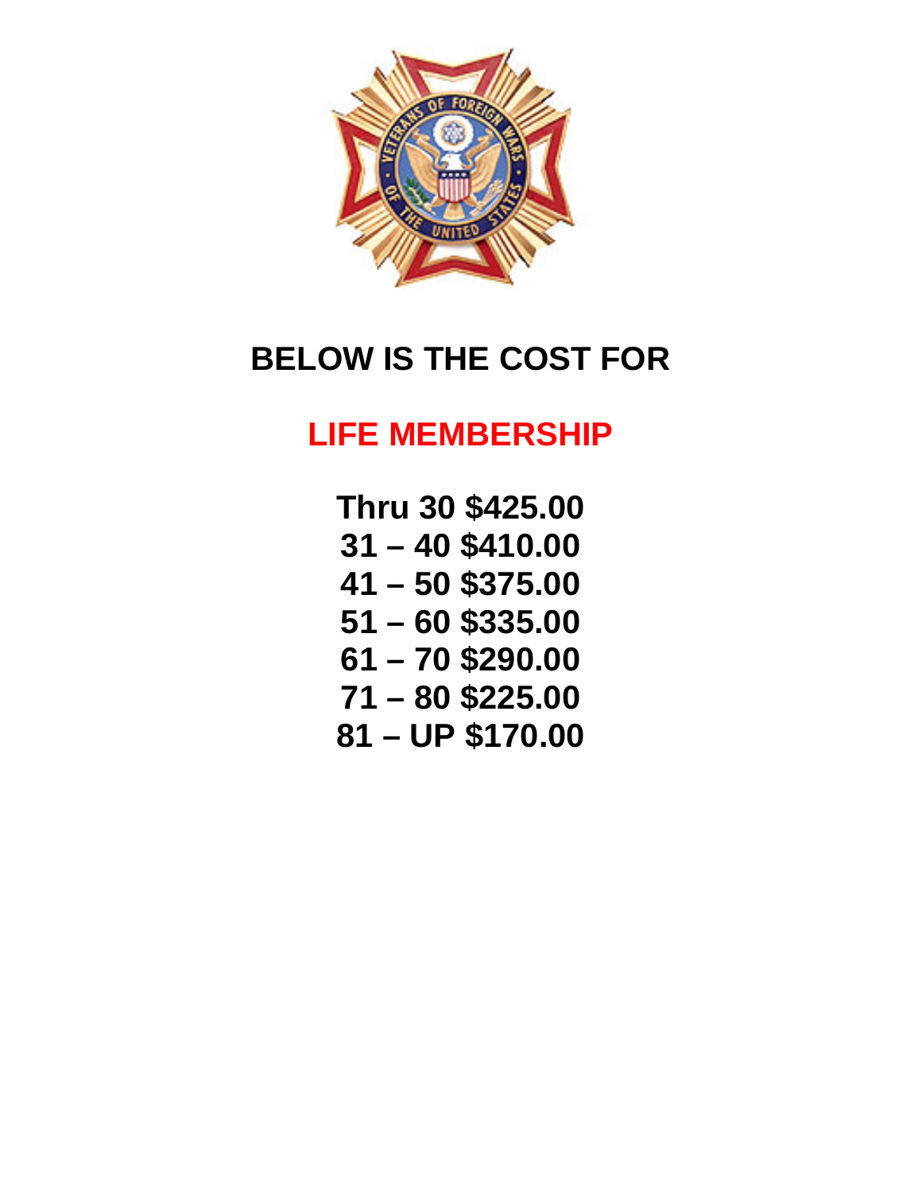# BELOW IS THE COST FOR

## LIFE MEMBERSHIP

**Thru 30 $425.00**
**31 – 40 $410.00**
**41 – 50 $375.00**
**51 – 60 $335.00**
**61 – 70 $290.00**
**71 – 80 $225.00**
**81 – UP $170.00**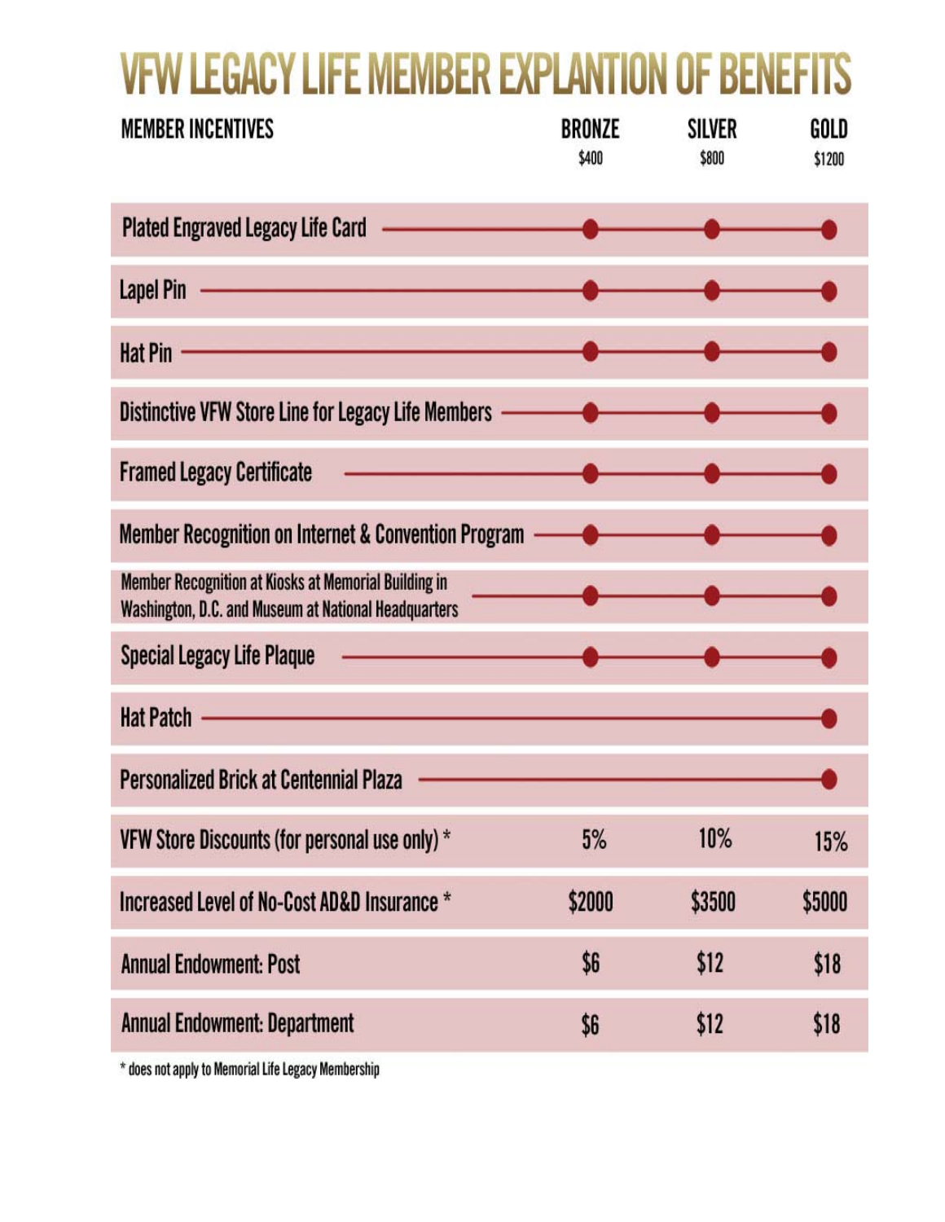# VFW LEGACY LIFE MEMBER EXPLANTION OF BENEFITS

| MEMBER INCENTIVES | BRONZE $400 | SILVER $800 | GOLD $1200 |
|---|---|---|---|
| Plated Engraved Legacy Life Card | ● | ● | ● |
| Lapel Pin | ● | ● | ● |
| Hat Pin | ● | ● | ● |
| Distinctive VFW Store Line for Legacy Life Members | ● | ● | ● |
| Framed Legacy Certificate | ● | ● | ● |
| Member Recognition on Internet & Convention Program | ● | ● | ● |
| Member Recognition at Kiosks at Memorial Building in Washington, D.C. and Museum at National Headquarters | ● | ● | ● |
| Special Legacy Life Plaque | ● | ● | ● |
| Hat Patch | | | ● |
| Personalized Brick at Centennial Plaza | | | ● |
| VFW Store Discounts (for personal use only) * | 5% | 10% | 15% |
| Increased Level of No-Cost AD&D Insurance * | $2000 | $3500 | $5000 |
| Annual Endowment: Post | $6 | $12 | $18 |
| Annual Endowment: Department | $6 | $12 | $18 |

* does not apply to Memorial Life Legacy Membership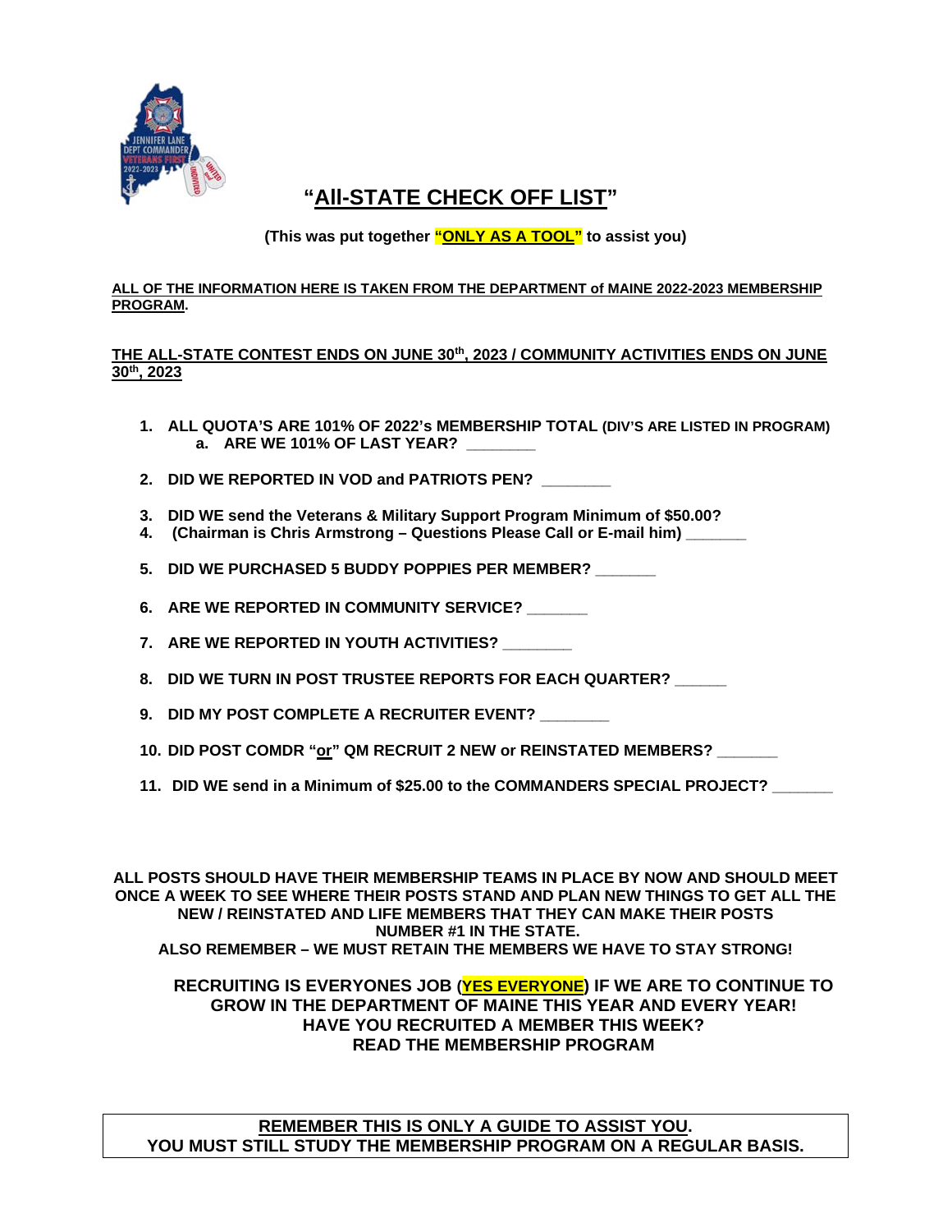# "All-STATE CHECK OFF LIST"

**(This was put together "ONLY AS A TOOL" to assist you)**

**ALL OF THE INFORMATION HERE IS TAKEN FROM THE DEPARTMENT of MAINE 2022-2023 MEMBERSHIP PROGRAM.**

**THE ALL-STATE CONTEST ENDS ON JUNE 30th, 2023 / COMMUNITY ACTIVITIES ENDS ON JUNE 30th, 2023**

1. **ALL QUOTA'S ARE 101% OF 2022's MEMBERSHIP TOTAL (DIV'S ARE LISTED IN PROGRAM)**
   a. **ARE WE 101% OF LAST YEAR? ________**
2. **DID WE REPORTED IN VOD and PATRIOTS PEN? ________**
3. **DID WE send the Veterans & Military Support Program Minimum of $50.00?**
4. **(Chairman is Chris Armstrong – Questions Please Call or E-mail him) _______**
5. **DID WE PURCHASED 5 BUDDY POPPIES PER MEMBER? _______**
6. **ARE WE REPORTED IN COMMUNITY SERVICE? _______**
7. **ARE WE REPORTED IN YOUTH ACTIVITIES? ________**
8. **DID WE TURN IN POST TRUSTEE REPORTS FOR EACH QUARTER? ______**
9. **DID MY POST COMPLETE A RECRUITER EVENT? ________**
10. **DID POST COMDR "or" QM RECRUIT 2 NEW or REINSTATED MEMBERS? _______**
11. **DID WE send in a Minimum of $25.00 to the COMMANDERS SPECIAL PROJECT? _______**

**ALL POSTS SHOULD HAVE THEIR MEMBERSHIP TEAMS IN PLACE BY NOW AND SHOULD MEET ONCE A WEEK TO SEE WHERE THEIR POSTS STAND AND PLAN NEW THINGS TO GET ALL THE NEW / REINSTATED AND LIFE MEMBERS THAT THEY CAN MAKE THEIR POSTS NUMBER #1 IN THE STATE.**
**ALSO REMEMBER – WE MUST RETAIN THE MEMBERS WE HAVE TO STAY STRONG!**

**RECRUITING IS EVERYONES JOB (YES EVERYONE) IF WE ARE TO CONTINUE TO GROW IN THE DEPARTMENT OF MAINE THIS YEAR AND EVERY YEAR!**
**HAVE YOU RECRUITED A MEMBER THIS WEEK?**
**READ THE MEMBERSHIP PROGRAM**

**REMEMBER THIS IS ONLY A GUIDE TO ASSIST YOU.**
**YOU MUST STILL STUDY THE MEMBERSHIP PROGRAM ON A REGULAR BASIS.**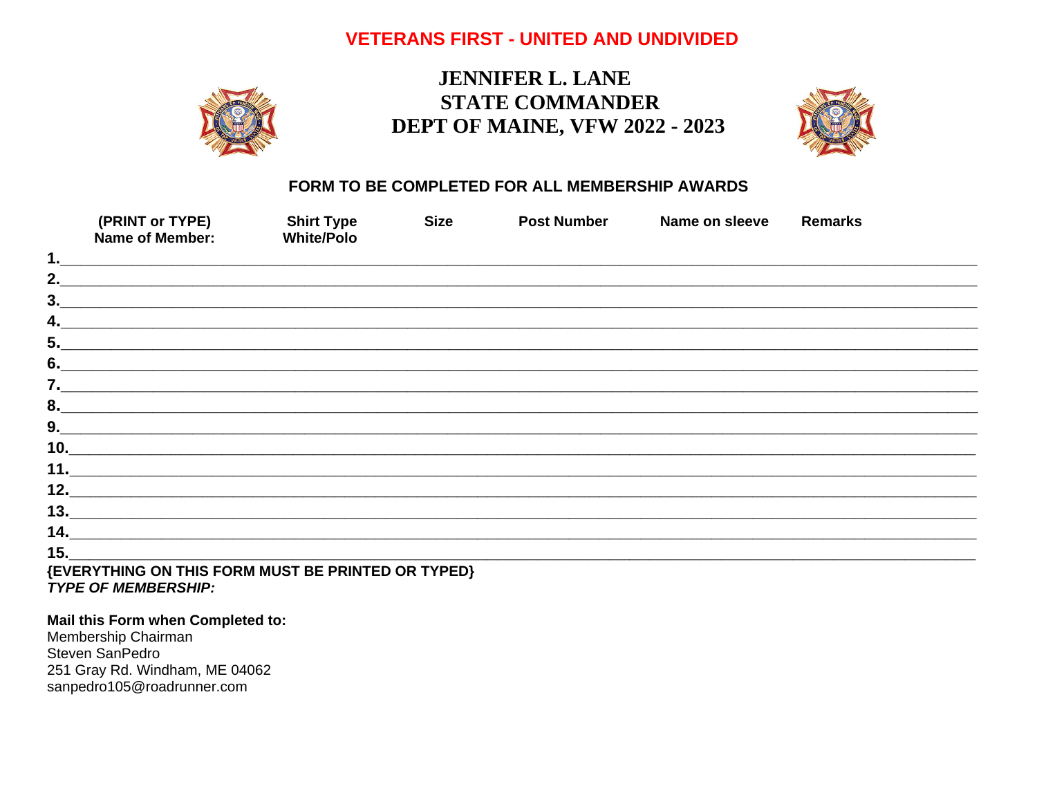**VETERANS FIRST - UNITED AND UNDIVIDED**

# JENNIFER L. LANE
# STATE COMMANDER
# DEPT OF MAINE, VFW 2022 - 2023

**FORM TO BE COMPLETED FOR ALL MEMBERSHIP AWARDS**

| | (PRINT or TYPE) Name of Member: | Shirt Type White/Polo | Size | Post Number | Name on sleeve | Remarks |
|---|---|---|---|---|---|---|
| 1. | | | | | | |
| 2. | | | | | | |
| 3. | | | | | | |
| 4. | | | | | | |
| 5. | | | | | | |
| 6. | | | | | | |
| 7. | | | | | | |
| 8. | | | | | | |
| 9. | | | | | | |
| 10. | | | | | | |
| 11. | | | | | | |
| 12. | | | | | | |
| 13. | | | | | | |
| 14. | | | | | | |
| 15. | | | | | | |

**{EVERYTHING ON THIS FORM MUST BE PRINTED OR TYPED}**

***TYPE OF MEMBERSHIP:***

**Mail this Form when Completed to:**
Membership Chairman
Steven SanPedro
251 Gray Rd. Windham, ME 04062
sanpedro105@roadrunner.com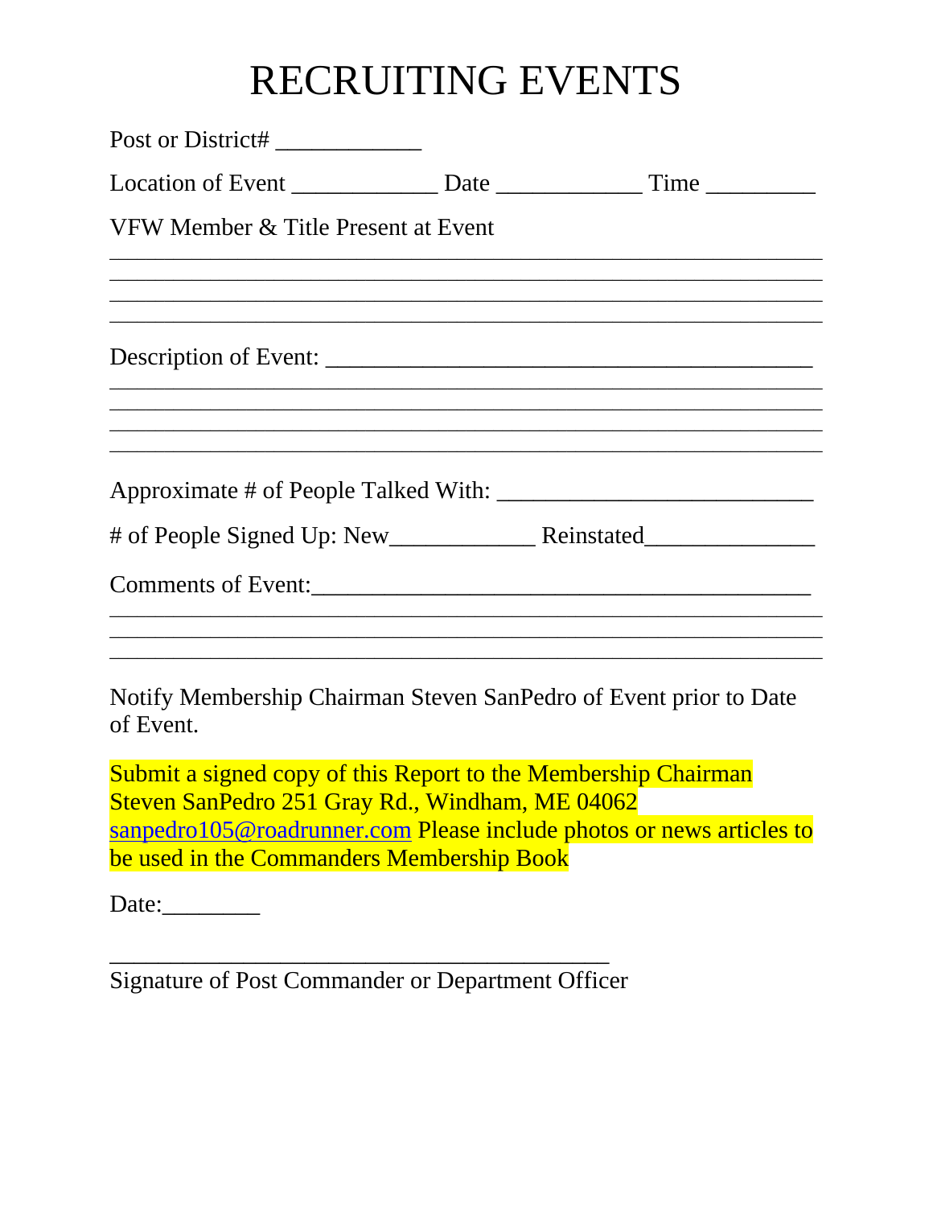# RECRUITING EVENTS

Post or District# ____________

Location of Event ____________ Date ____________ Time _________

VFW Member & Title Present at Event

___________________________________________________________

___________________________________________________________

___________________________________________________________

___________________________________________________________

Description of Event: ________________________________________

___________________________________________________________

___________________________________________________________

___________________________________________________________

___________________________________________________________

Approximate # of People Talked With: __________________________

# of People Signed Up: New____________ Reinstated______________

Comments of Event:__________________________________________

___________________________________________________________

___________________________________________________________

___________________________________________________________

Notify Membership Chairman Steven SanPedro of Event prior to Date of Event.

Submit a signed copy of this Report to the Membership Chairman Steven SanPedro 251 Gray Rd., Windham, ME 04062 sanpedro105@roadrunner.com Please include photos or news articles to be used in the Commanders Membership Book

Date:________

__________________________________________

Signature of Post Commander or Department Officer